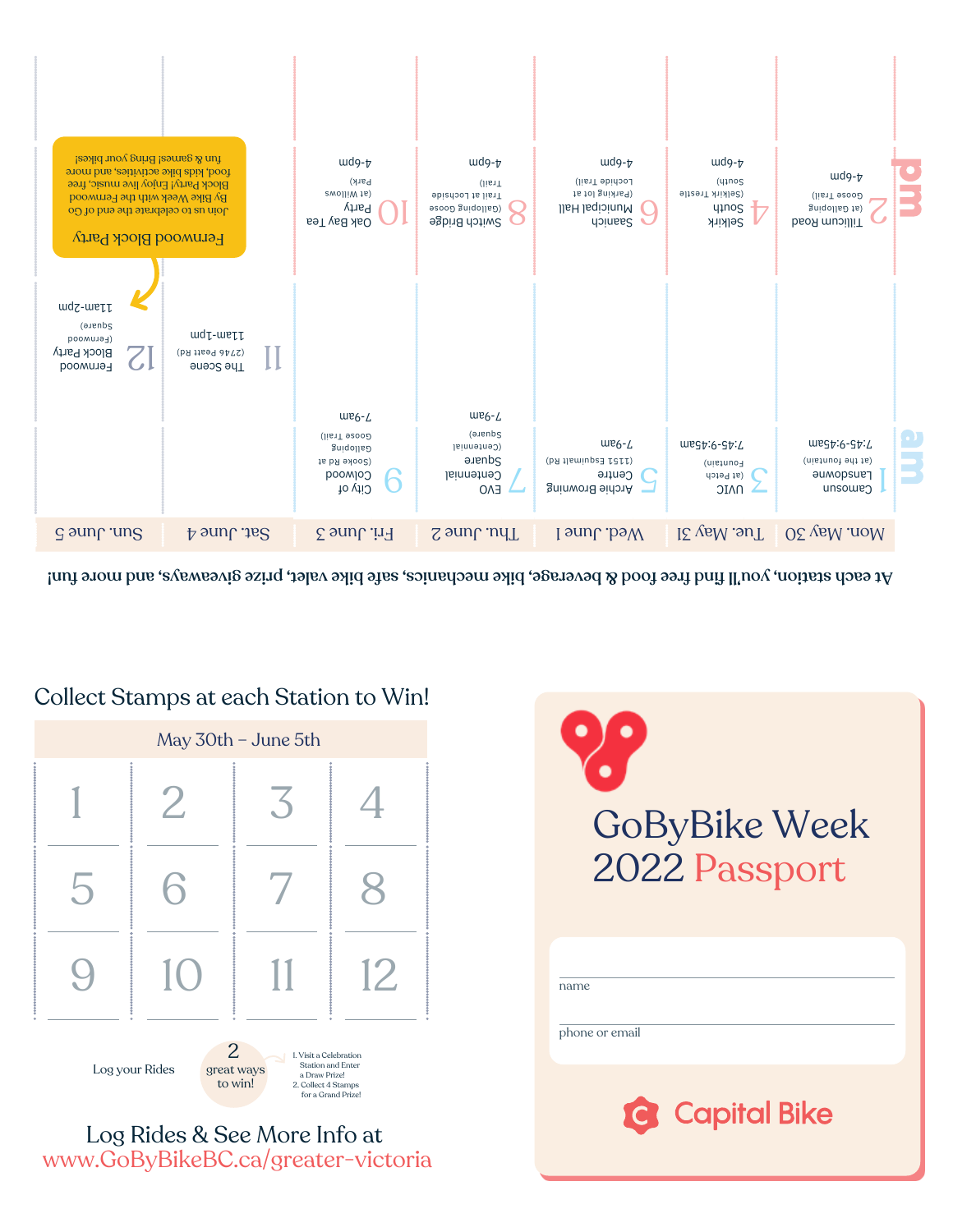At each station, you'll find free food & beverage, bike mechanics, safe bike valet, prize giveaways, and more fun!

| | Mon. May 30 | Tue. May 31 | Wed. June 1 | Thu. June 2 | Fri. June 3 | Sat. June 4 | Sun. June 5 |
|---|---|---|---|---|---|---|---|
| am | 1 Camosun Lansdowne (at the fountain) 7:45-9:45am | 3 UVIC (at Petch Fountain) 7:45-9:45am | 5 Archie Browning Centre (1151 Esquimalt Rd) 7-9am | 7 EVO Centennial Square (Centennial Square) 7-9am | 9 City of Colwood (Sooke Rd at Galloping Goose Trail) 7-9am | 11 The Scene (2746 Peatt Rd) 11am-1pm | 12 Fernwood Block Party (Fernwood Square) 11am-2pm |
| pm | 2 Tillicum Road (at Galloping Goose Trail) 4-6pm | 4 Selkirk South (Selkirk Trestle South) 4-6pm | 6 Saanich Municipal Hall (Parking lot at Lochside Trail) 4-6pm | 8 Switch Bridge (Galloping Goose Trail at Lochside Trail) 4-6pm | 10 Oak Bay Tea Party (at Willows Park) 4-6pm | | |

**Fernwood Block Party**

Join us to celebrate the end of Go By Bike Week with the Fernwood Block Party! Enjoy live music, free food, kids bike activities, and more fun & games! Bring your bikes!

## Collect Stamps at each Station to Win!

May 30th – June 5th

| | | | |
|---|---|---|---|
| 1 | 2 | 3 | 4 |
| 5 | 6 | 7 | 8 |
| 9 | 10 | 11 | 12 |

Log your Rides

2 great ways to win!

1. Visit a Celebration Station and Enter a Draw Prize!
2. Collect 4 Stamps for a Grand Prize!

Log Rides & See More Info at
www.GoByBikeBC.ca/greater-victoria

# GoByBike Week 2022 Passport

name

phone or email

Capital Bike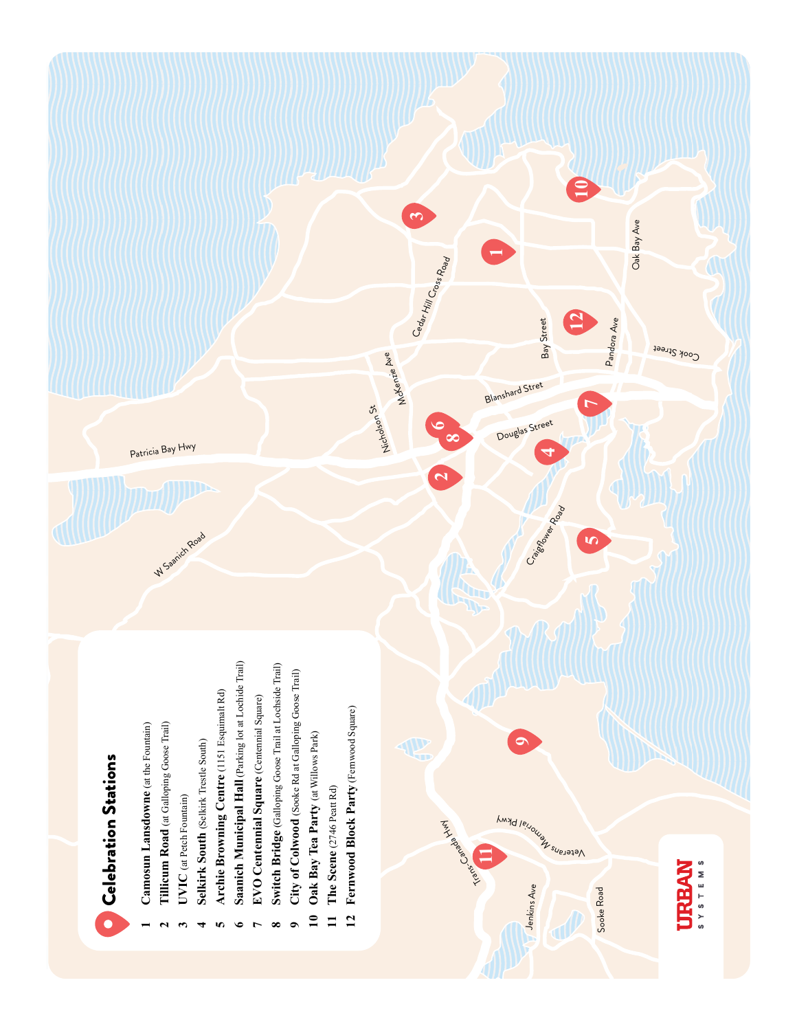## Celebration Stations

1. **Camosun Lansdowne** (at the Fountain)
2. **Tillicum Road** (at Galloping Goose Trail)
3. **UVIC** (at Petch Fountain)
4. **Selkirk South** (Selkirk Trestle South)
5. **Archie Browning Centre** (1151 Esquimalt Rd)
6. **Saanich Municipal Hall** (Parking lot at Lochide Trail)
7. **EVO Centennial Square** (Centennial Square)
8. **Switch Bridge** (Galloping Goose Trail at Lochside Trail)
9. **City of Colwood** (Sooke Rd at Galloping Goose Trail)
10. **Oak Bay Tea Party** (at Willows Park)
11. **The Scene** (2746 Peatt Rd)
12. **Fernwood Block Party** (Fernwood Square)

Patricia Bay Hwy
W Saanich Road
Nicholson St
McKenzie Ave
Cedar Hill Cross Road
Blanshard Street
Douglas Street
Bay Street
Pandora Ave
Cook Street
Oak Bay Ave
Craigflower Road
Trans-Canada Hwy
Veterans Memorial Pkwy
Jenkins Ave
Sooke Road

URBAN SYSTEMS